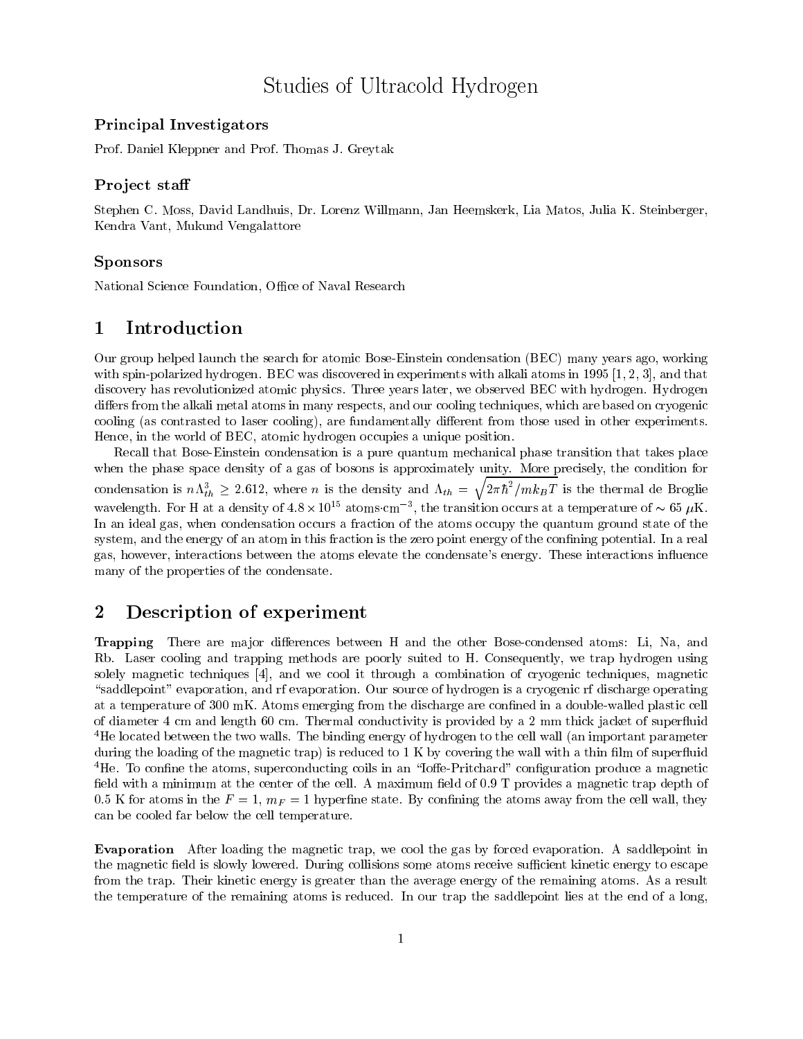# Studies of Ultracold Hydrogen

### Principal Investigators

Prof. Daniel Kleppner and Prof. Thomas J. Greytak

### Project staff

Stephen C. Moss, David Landhuis, Dr. Lorenz Willmann, Jan Heemskerk, Lia Matos, Julia K. Steinberger, Kendra Vant, Mukund Vengalattore

### Sponsors

National Science Foundation, Office of Naval Research

## 1 Introduction

Our group helped launch the search for atomic Bose-Einstein condensation (BEC) many years ago, working with spin-polarized hydrogen. BEC was discovered in experiments with alkali atoms in 1995 [1, 2, 3], and that discovery has revolutionized atomic physics. Three years later, we observed BEC with hydrogen. Hydrogen differs from the alkali metal atoms in many respects, and our cooling techniques, which are based on cryogenic cooling (as contrasted to laser cooling), are fundamentally different from those used in other experiments. Hence, in the world of BEC, atomic hydrogen occupies a unique position.

Recall that Bose-Einstein condensation is a pure quantum mechanical phase transition that takes place when the phase space density of a gas of bosons is approximately unity. More precisely, the condition for condensation is $n\Lambda_{th}^3 \geq 2.612$, where $n$ is the density and $\Lambda_{th} = \sqrt{2\pi\hbar^2/mk_BT}$ is the thermal de Broglie wavelength. For H at a density of $4.8 \times 10^{15}$ atoms·cm$^{-3}$, the transition occurs at a temperature of $\sim 65\ \mu$K. In an ideal gas, when condensation occurs a fraction of the atoms occupy the quantum ground state of the system, and the energy of an atom in this fraction is the zero point energy of the confining potential. In a real gas, however, interactions between the atoms elevate the condensate's energy. These interactions influence many of the properties of the condensate.

## 2 Description of experiment

**Trapping** There are major differences between H and the other Bose-condensed atoms: Li, Na, and Rb. Laser cooling and trapping methods are poorly suited to H. Consequently, we trap hydrogen using solely magnetic techniques [4], and we cool it through a combination of cryogenic techniques, magnetic "saddlepoint" evaporation, and rf evaporation. Our source of hydrogen is a cryogenic rf discharge operating at a temperature of 300 mK. Atoms emerging from the discharge are confined in a double-walled plastic cell of diameter 4 cm and length 60 cm. Thermal conductivity is provided by a 2 mm thick jacket of superfluid $^4$He located between the two walls. The binding energy of hydrogen to the cell wall (an important parameter during the loading of the magnetic trap) is reduced to 1 K by covering the wall with a thin film of superfluid $^4$He. To confine the atoms, superconducting coils in an "Ioffe-Pritchard" configuration produce a magnetic field with a minimum at the center of the cell. A maximum field of 0.9 T provides a magnetic trap depth of 0.5 K for atoms in the $F = 1$, $m_F = 1$ hyperfine state. By confining the atoms away from the cell wall, they can be cooled far below the cell temperature.

**Evaporation** After loading the magnetic trap, we cool the gas by forced evaporation. A saddlepoint in the magnetic field is slowly lowered. During collisions some atoms receive sufficient kinetic energy to escape from the trap. Their kinetic energy is greater than the average energy of the remaining atoms. As a result the temperature of the remaining atoms is reduced. In our trap the saddlepoint lies at the end of a long,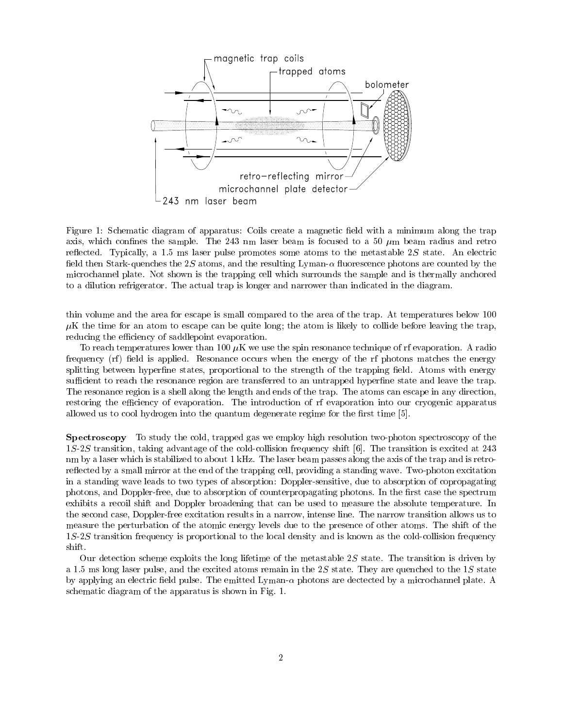Figure 1: Schematic diagram of apparatus: Coils create a magnetic field with a minimum along the trap axis, which confines the sample. The 243 nm laser beam is focused to a 50 $\mu$m beam radius and retro reflected. Typically, a 1.5 ms laser pulse promotes some atoms to the metastable $2S$ state. An electric field then Stark-quenches the $2S$ atoms, and the resulting Lyman-$\alpha$ fluorescence photons are counted by the microchannel plate. Not shown is the trapping cell which surrounds the sample and is thermally anchored to a dilution refrigerator. The actual trap is longer and narrower than indicated in the diagram.

thin volume and the area for escape is small compared to the area of the trap. At temperatures below 100 $\mu$K the time for an atom to escape can be quite long; the atom is likely to collide before leaving the trap, reducing the efficiency of saddlepoint evaporation.

To reach temperatures lower than 100 $\mu$K we use the spin resonance technique of rf evaporation. A radio frequency (rf) field is applied. Resonance occurs when the energy of the rf photons matches the energy splitting between hyperfine states, proportional to the strength of the trapping field. Atoms with energy sufficient to reach the resonance region are transferred to an untrapped hyperfine state and leave the trap. The resonance region is a shell along the length and ends of the trap. The atoms can escape in any direction, restoring the efficiency of evaporation. The introduction of rf evaporation into our cryogenic apparatus allowed us to cool hydrogen into the quantum degenerate regime for the first time [5].

**Spectroscopy** To study the cold, trapped gas we employ high resolution two-photon spectroscopy of the $1S$-$2S$ transition, taking advantage of the cold-collision frequency shift [6]. The transition is excited at 243 nm by a laser which is stabilized to about 1 kHz. The laser beam passes along the axis of the trap and is retro-reflected by a small mirror at the end of the trapping cell, providing a standing wave. Two-photon excitation in a standing wave leads to two types of absorption: Doppler-sensitive, due to absorption of copropagating photons, and Doppler-free, due to absorption of counterpropagating photons. In the first case the spectrum exhibits a recoil shift and Doppler broadening that can be used to measure the absolute temperature. In the second case, Doppler-free excitation results in a narrow, intense line. The narrow transition allows us to measure the perturbation of the atomic energy levels due to the presence of other atoms. The shift of the $1S$-$2S$ transition frequency is proportional to the local density and is known as the cold-collision frequency shift.

Our detection scheme exploits the long lifetime of the metastable $2S$ state. The transition is driven by a 1.5 ms long laser pulse, and the excited atoms remain in the $2S$ state. They are quenched to the $1S$ state by applying an electric field pulse. The emitted Lyman-$\alpha$ photons are dectected by a microchannel plate. A schematic diagram of the apparatus is shown in Fig. 1.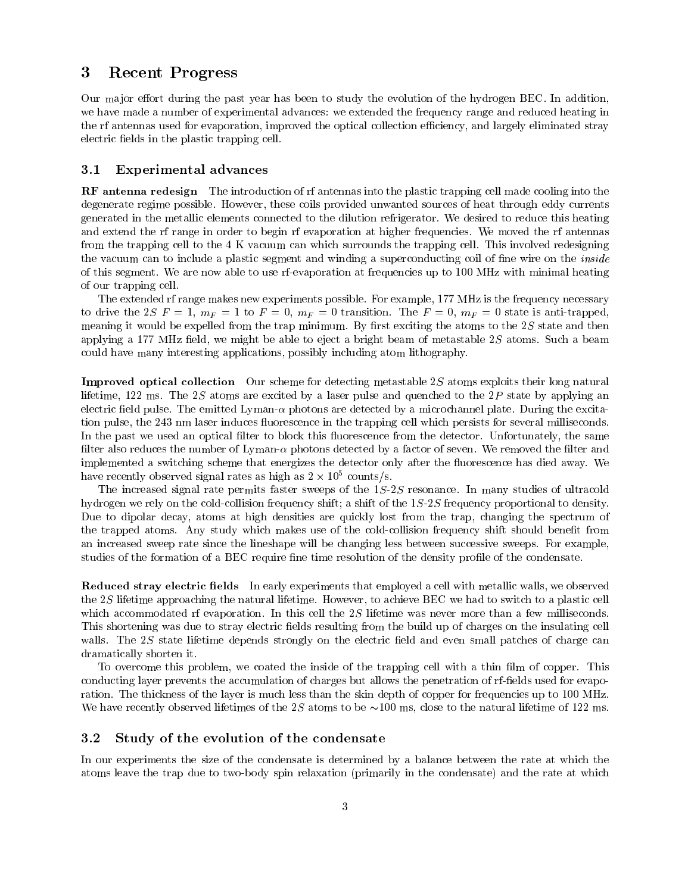# 3 Recent Progress

Our major effort during the past year has been to study the evolution of the hydrogen BEC. In addition, we have made a number of experimental advances: we extended the frequency range and reduced heating in the rf antennas used for evaporation, improved the optical collection efficiency, and largely eliminated stray electric fields in the plastic trapping cell.

## 3.1 Experimental advances

**RF antenna redesign** The introduction of rf antennas into the plastic trapping cell made cooling into the degenerate regime possible. However, these coils provided unwanted sources of heat through eddy currents generated in the metallic elements connected to the dilution refrigerator. We desired to reduce this heating and extend the rf range in order to begin rf evaporation at higher frequencies. We moved the rf antennas from the trapping cell to the 4 K vacuum can which surrounds the trapping cell. This involved redesigning the vacuum can to include a plastic segment and winding a superconducting coil of fine wire on the *inside* of this segment. We are now able to use rf-evaporation at frequencies up to 100 MHz with minimal heating of our trapping cell.

The extended rf range makes new experiments possible. For example, 177 MHz is the frequency necessary to drive the $2S$ $F = 1$, $m_F = 1$ to $F = 0$, $m_F = 0$ transition. The $F = 0$, $m_F = 0$ state is anti-trapped, meaning it would be expelled from the trap minimum. By first exciting the atoms to the $2S$ state and then applying a 177 MHz field, we might be able to eject a bright beam of metastable $2S$ atoms. Such a beam could have many interesting applications, possibly including atom lithography.

**Improved optical collection** Our scheme for detecting metastable $2S$ atoms exploits their long natural lifetime, 122 ms. The $2S$ atoms are excited by a laser pulse and quenched to the $2P$ state by applying an electric field pulse. The emitted Lyman-$\alpha$ photons are detected by a microchannel plate. During the excitation pulse, the 243 nm laser induces fluorescence in the trapping cell which persists for several milliseconds. In the past we used an optical filter to block this fluorescence from the detector. Unfortunately, the same filter also reduces the number of Lyman-$\alpha$ photons detected by a factor of seven. We removed the filter and implemented a switching scheme that energizes the detector only after the fluorescence has died away. We have recently observed signal rates as high as $2 \times 10^5$ counts/s.

The increased signal rate permits faster sweeps of the $1S$-$2S$ resonance. In many studies of ultracold hydrogen we rely on the cold-collision frequency shift; a shift of the $1S$-$2S$ frequency proportional to density. Due to dipolar decay, atoms at high densities are quickly lost from the trap, changing the spectrum of the trapped atoms. Any study which makes use of the cold-collision frequency shift should benefit from an increased sweep rate since the lineshape will be changing less between successive sweeps. For example, studies of the formation of a BEC require fine time resolution of the density profile of the condensate.

**Reduced stray electric fields** In early experiments that employed a cell with metallic walls, we observed the $2S$ lifetime approaching the natural lifetime. However, to achieve BEC we had to switch to a plastic cell which accommodated rf evaporation. In this cell the $2S$ lifetime was never more than a few milliseconds. This shortening was due to stray electric fields resulting from the build up of charges on the insulating cell walls. The $2S$ state lifetime depends strongly on the electric field and even small patches of charge can dramatically shorten it.

To overcome this problem, we coated the inside of the trapping cell with a thin film of copper. This conducting layer prevents the accumulation of charges but allows the penetration of rf-fields used for evaporation. The thickness of the layer is much less than the skin depth of copper for frequencies up to 100 MHz. We have recently observed lifetimes of the $2S$ atoms to be $\sim$100 ms, close to the natural lifetime of 122 ms.

## 3.2 Study of the evolution of the condensate

In our experiments the size of the condensate is determined by a balance between the rate at which the atoms leave the trap due to two-body spin relaxation (primarily in the condensate) and the rate at which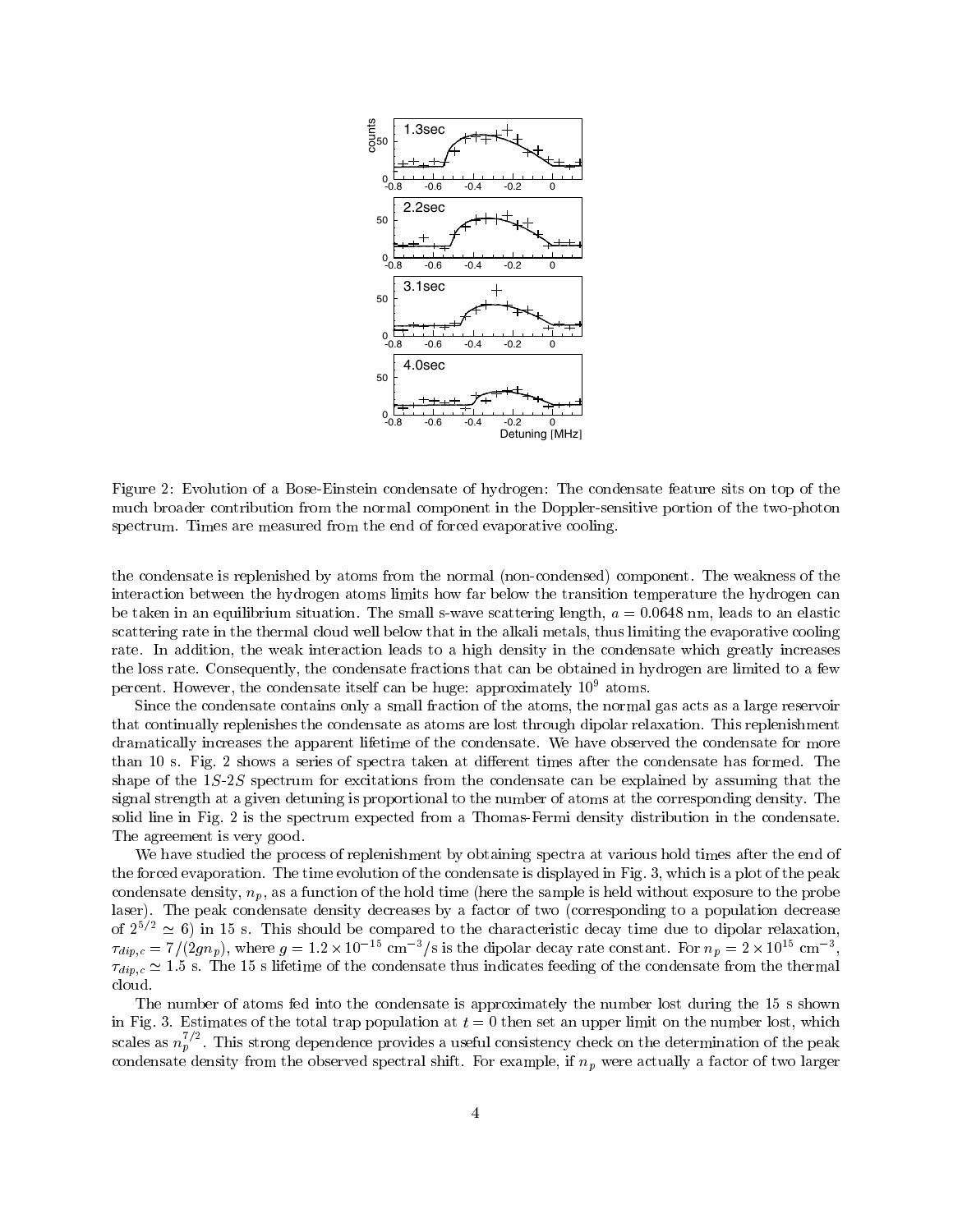Figure 2: Evolution of a Bose-Einstein condensate of hydrogen: The condensate feature sits on top of the much broader contribution from the normal component in the Doppler-sensitive portion of the two-photon spectrum. Times are measured from the end of forced evaporative cooling.

the condensate is replenished by atoms from the normal (non-condensed) component. The weakness of the interaction between the hydrogen atoms limits how far below the transition temperature the hydrogen can be taken in an equilibrium situation. The small s-wave scattering length, $a = 0.0648$ nm, leads to an elastic scattering rate in the thermal cloud well below that in the alkali metals, thus limiting the evaporative cooling rate. In addition, the weak interaction leads to a high density in the condensate which greatly increases the loss rate. Consequently, the condensate fractions that can be obtained in hydrogen are limited to a few percent. However, the condensate itself can be huge: approximately $10^9$ atoms.

Since the condensate contains only a small fraction of the atoms, the normal gas acts as a large reservoir that continually replenishes the condensate as atoms are lost through dipolar relaxation. This replenishment dramatically increases the apparent lifetime of the condensate. We have observed the condensate for more than 10 s. Fig. 2 shows a series of spectra taken at different times after the condensate has formed. The shape of the $1S$-$2S$ spectrum for excitations from the condensate can be explained by assuming that the signal strength at a given detuning is proportional to the number of atoms at the corresponding density. The solid line in Fig. 2 is the spectrum expected from a Thomas-Fermi density distribution in the condensate. The agreement is very good.

We have studied the process of replenishment by obtaining spectra at various hold times after the end of the forced evaporation. The time evolution of the condensate is displayed in Fig. 3, which is a plot of the peak condensate density, $n_p$, as a function of the hold time (here the sample is held without exposure to the probe laser). The peak condensate density decreases by a factor of two (corresponding to a population decrease of $2^{5/2} \simeq 6$) in 15 s. This should be compared to the characteristic decay time due to dipolar relaxation, $\tau_{dip,c} = 7/(2gn_p)$, where $g = 1.2 \times 10^{-15}$ cm$^{-3}$/s is the dipolar decay rate constant. For $n_p = 2 \times 10^{15}$ cm$^{-3}$, $\tau_{dip,c} \simeq 1.5$ s. The 15 s lifetime of the condensate thus indicates feeding of the condensate from the thermal cloud.

The number of atoms fed into the condensate is approximately the number lost during the 15 s shown in Fig. 3. Estimates of the total trap population at $t = 0$ then set an upper limit on the number lost, which scales as $n_p^{7/2}$. This strong dependence provides a useful consistency check on the determination of the peak condensate density from the observed spectral shift. For example, if $n_p$ were actually a factor of two larger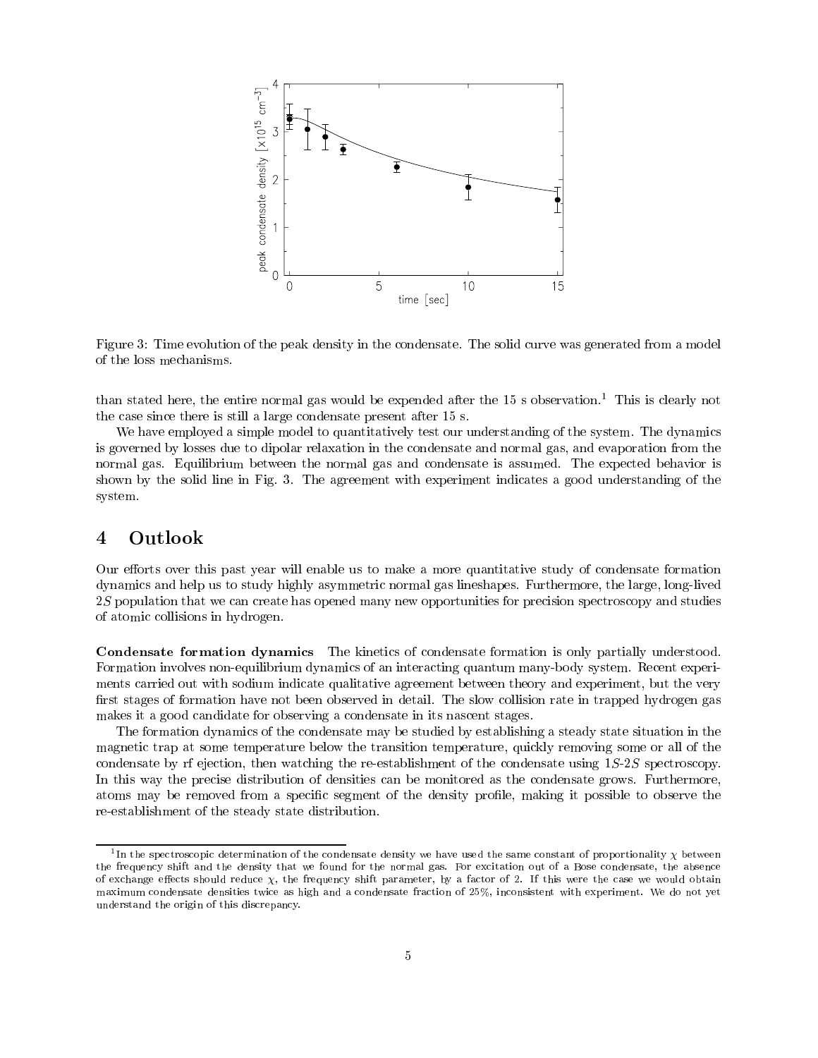Figure 3: Time evolution of the peak density in the condensate. The solid curve was generated from a model of the loss mechanisms.

than stated here, the entire normal gas would be expended after the 15 s observation.[1] This is clearly not the case since there is still a large condensate present after 15 s.

We have employed a simple model to quantitatively test our understanding of the system. The dynamics is governed by losses due to dipolar relaxation in the condensate and normal gas, and evaporation from the normal gas. Equilibrium between the normal gas and condensate is assumed. The expected behavior is shown by the solid line in Fig. 3. The agreement with experiment indicates a good understanding of the system.

## 4 Outlook

Our efforts over this past year will enable us to make a more quantitative study of condensate formation dynamics and help us to study highly asymmetric normal gas lineshapes. Furthermore, the large, long-lived $2S$ population that we can create has opened many new opportunities for precision spectroscopy and studies of atomic collisions in hydrogen.

**Condensate formation dynamics** The kinetics of condensate formation is only partially understood. Formation involves non-equilibrium dynamics of an interacting quantum many-body system. Recent experiments carried out with sodium indicate qualitative agreement between theory and experiment, but the very first stages of formation have not been observed in detail. The slow collision rate in trapped hydrogen gas makes it a good candidate for observing a condensate in its nascent stages.

The formation dynamics of the condensate may be studied by establishing a steady state situation in the magnetic trap at some temperature below the transition temperature, quickly removing some or all of the condensate by rf ejection, then watching the re-establishment of the condensate using $1S$-$2S$ spectroscopy. In this way the precise distribution of densities can be monitored as the condensate grows. Furthermore, atoms may be removed from a specific segment of the density profile, making it possible to observe the re-establishment of the steady state distribution.

[1] In the spectroscopic determination of the condensate density we have used the same constant of proportionality $\chi$ between the frequency shift and the density that we found for the normal gas. For excitation out of a Bose condensate, the absence of exchange effects should reduce $\chi$, the frequency shift parameter, by a factor of 2. If this were the case we would obtain maximum condensate densities twice as high and a condensate fraction of 25%, inconsistent with experiment. We do not yet understand the origin of this discrepancy.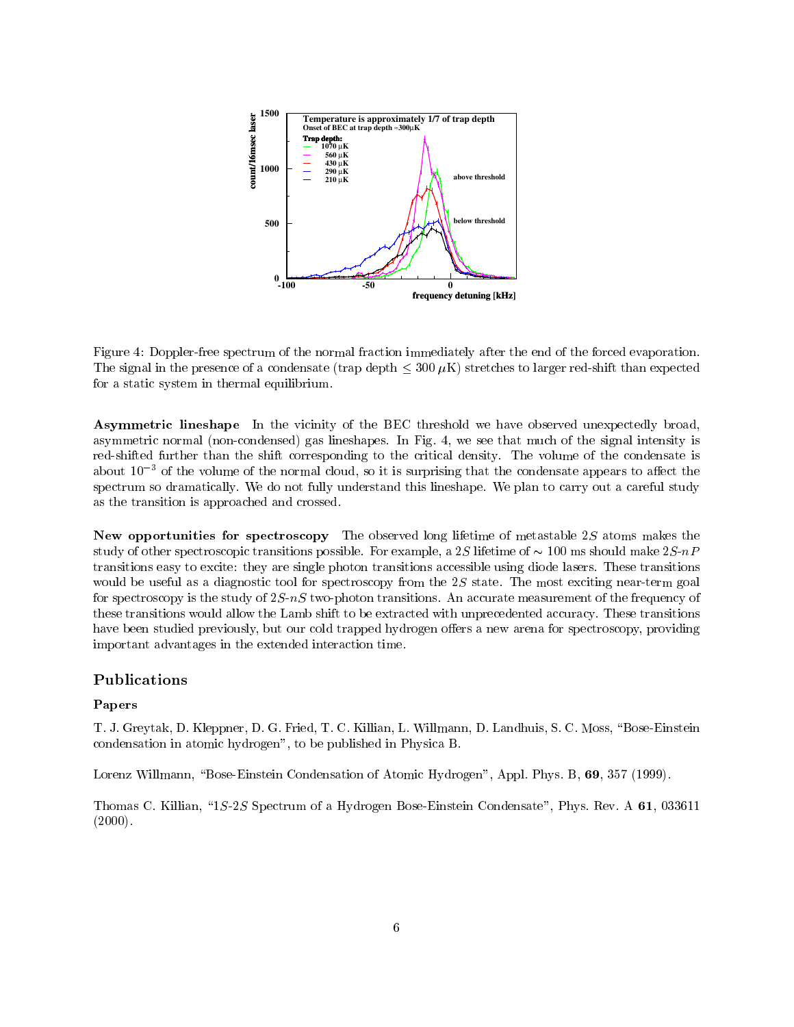Figure 4: Doppler-free spectrum of the normal fraction immediately after the end of the forced evaporation. The signal in the presence of a condensate (trap depth $\leq 300\,\mu$K) stretches to larger red-shift than expected for a static system in thermal equilibrium.

**Asymmetric lineshape** In the vicinity of the BEC threshold we have observed unexpectedly broad, asymmetric normal (non-condensed) gas lineshapes. In Fig. 4, we see that much of the signal intensity is red-shifted further than the shift corresponding to the critical density. The volume of the condensate is about $10^{-3}$ of the volume of the normal cloud, so it is surprising that the condensate appears to affect the spectrum so dramatically. We do not fully understand this lineshape. We plan to carry out a careful study as the transition is approached and crossed.

**New opportunities for spectroscopy** The observed long lifetime of metastable $2S$ atoms makes the study of other spectroscopic transitions possible. For example, a $2S$ lifetime of $\sim 100$ ms should make $2S$-$nP$ transitions easy to excite: they are single photon transitions accessible using diode lasers. These transitions would be useful as a diagnostic tool for spectroscopy from the $2S$ state. The most exciting near-term goal for spectroscopy is the study of $2S$-$nS$ two-photon transitions. An accurate measurement of the frequency of these transitions would allow the Lamb shift to be extracted with unprecedented accuracy. These transitions have been studied previously, but our cold trapped hydrogen offers a new arena for spectroscopy, providing important advantages in the extended interaction time.

## Publications

### Papers

T. J. Greytak, D. Kleppner, D. G. Fried, T. C. Killian, L. Willmann, D. Landhuis, S. C. Moss, "Bose-Einstein condensation in atomic hydrogen", to be published in Physica B.

Lorenz Willmann, "Bose-Einstein Condensation of Atomic Hydrogen", Appl. Phys. B, **69**, 357 (1999).

Thomas C. Killian, "$1S$-$2S$ Spectrum of a Hydrogen Bose-Einstein Condensate", Phys. Rev. A **61**, 033611 (2000).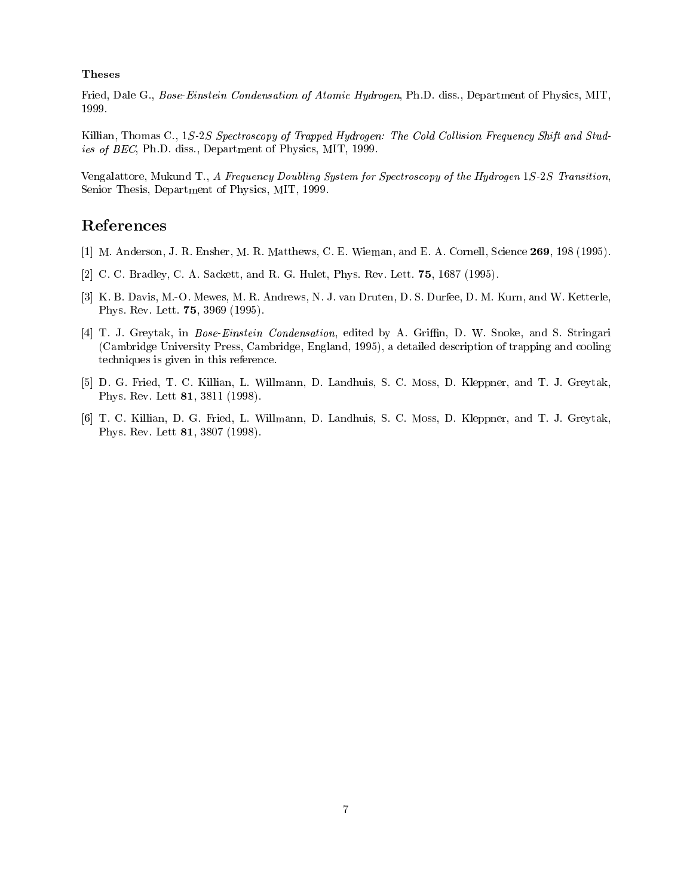**Theses**

Fried, Dale G., *Bose-Einstein Condensation of Atomic Hydrogen*, Ph.D. diss., Department of Physics, MIT, 1999.

Killian, Thomas C., *1S-2S Spectroscopy of Trapped Hydrogen: The Cold Collision Frequency Shift and Studies of BEC*, Ph.D. diss., Department of Physics, MIT, 1999.

Vengalattore, Mukund T., *A Frequency Doubling System for Spectroscopy of the Hydrogen 1S-2S Transition*, Senior Thesis, Department of Physics, MIT, 1999.

## References

[1] M. Anderson, J. R. Ensher, M. R. Matthews, C. E. Wieman, and E. A. Cornell, Science **269**, 198 (1995).

[2] C. C. Bradley, C. A. Sackett, and R. G. Hulet, Phys. Rev. Lett. **75**, 1687 (1995).

[3] K. B. Davis, M.-O. Mewes, M. R. Andrews, N. J. van Druten, D. S. Durfee, D. M. Kurn, and W. Ketterle, Phys. Rev. Lett. **75**, 3969 (1995).

[4] T. J. Greytak, in *Bose-Einstein Condensation*, edited by A. Griffin, D. W. Snoke, and S. Stringari (Cambridge University Press, Cambridge, England, 1995), a detailed description of trapping and cooling techniques is given in this reference.

[5] D. G. Fried, T. C. Killian, L. Willmann, D. Landhuis, S. C. Moss, D. Kleppner, and T. J. Greytak, Phys. Rev. Lett **81**, 3811 (1998).

[6] T. C. Killian, D. G. Fried, L. Willmann, D. Landhuis, S. C. Moss, D. Kleppner, and T. J. Greytak, Phys. Rev. Lett **81**, 3807 (1998).